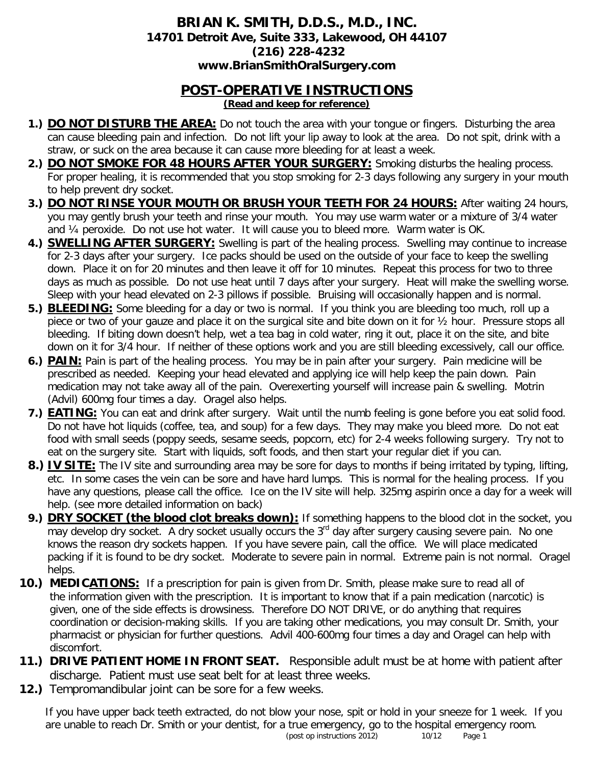# BRIAN K. SMITH, D.D.S., M.D., INC.

**14701 Detroit Ave, Suite 333, Lakewood, OH 44107**
**(216) 228-4232**
**www.BrianSmithOralSurgery.com**

## POST-OPERATIVE INSTRUCTIONS

**(Read and keep for reference)**

1.) **DO NOT DISTURB THE AREA:** Do not touch the area with your tongue or fingers. Disturbing the area can cause bleeding pain and infection. Do not lift your lip away to look at the area. Do not spit, drink with a straw, or suck on the area because it can cause more bleeding for at least a week.

2.) **DO NOT SMOKE FOR 48 HOURS AFTER YOUR SURGERY:** Smoking disturbs the healing process. For proper healing, it is recommended that you stop smoking for 2-3 days following any surgery in your mouth to help prevent dry socket.

3.) **DO NOT RINSE YOUR MOUTH OR BRUSH YOUR TEETH FOR 24 HOURS:** After waiting 24 hours, you may gently brush your teeth and rinse your mouth. You may use warm water or a mixture of 3/4 water and ¼ peroxide. Do not use hot water. It will cause you to bleed more. Warm water is OK.

4.) **SWELLING AFTER SURGERY:** Swelling is part of the healing process. Swelling may continue to increase for 2-3 days after your surgery. Ice packs should be used on the outside of your face to keep the swelling down. Place it on for 20 minutes and then leave it off for 10 minutes. Repeat this process for two to three days as much as possible. Do not use heat until 7 days after your surgery. Heat will make the swelling worse. Sleep with your head elevated on 2-3 pillows if possible. Bruising will occasionally happen and is normal.

5.) **BLEEDING:** Some bleeding for a day or two is normal. If you think you are bleeding too much, roll up a piece or two of your gauze and place it on the surgical site and bite down on it for ½ hour. Pressure stops all bleeding. If biting down doesn't help, wet a tea bag in cold water, ring it out, place it on the site, and bite down on it for 3/4 hour. If neither of these options work and you are still bleeding excessively, call our office.

6.) **PAIN:** Pain is part of the healing process. You may be in pain after your surgery. Pain medicine will be prescribed as needed. Keeping your head elevated and applying ice will help keep the pain down. Pain medication may not take away all of the pain. Overexerting yourself will increase pain & swelling. Motrin (Advil) 600mg four times a day. Oragel also helps.

7.) **EATING:** You can eat and drink after surgery. Wait until the numb feeling is gone before you eat solid food. Do not have hot liquids (coffee, tea, and soup) for a few days. They may make you bleed more. Do not eat food with small seeds (poppy seeds, sesame seeds, popcorn, etc) for 2-4 weeks following surgery. Try not to eat on the surgery site. Start with liquids, soft foods, and then start your regular diet if you can.

8.) **IV SITE:** The IV site and surrounding area may be sore for days to months if being irritated by typing, lifting, etc. In some cases the vein can be sore and have hard lumps. This is normal for the healing process. If you have any questions, please call the office. Ice on the IV site will help. 325mg aspirin once a day for a week will help. (see more detailed information on back)

9.) **DRY SOCKET (the blood clot breaks down):** If something happens to the blood clot in the socket, you may develop dry socket. A dry socket usually occurs the 3rd day after surgery causing severe pain. No one knows the reason dry sockets happen. If you have severe pain, call the office. We will place medicated packing if it is found to be dry socket. Moderate to severe pain in normal. Extreme pain is not normal. Oragel helps.

10.) **MEDICATIONS:** If a prescription for pain is given from Dr. Smith, please make sure to read all of the information given with the prescription. It is important to know that if a pain medication (narcotic) is given, one of the side effects is drowsiness. Therefore DO NOT DRIVE, or do anything that requires coordination or decision-making skills. If you are taking other medications, you may consult Dr. Smith, your pharmacist or physician for further questions. Advil 400-600mg four times a day and Oragel can help with discomfort.

11.) **DRIVE PATIENT HOME IN FRONT SEAT.** Responsible adult must be at home with patient after discharge. Patient must use seat belt for at least three weeks.

12.) Tempromandibular joint can be sore for a few weeks.

If you have upper back teeth extracted, do not blow your nose, spit or hold in your sneeze for 1 week. If you are unable to reach Dr. Smith or your dentist, for a true emergency, go to the hospital emergency room.

(post op instructions 2012) 10/12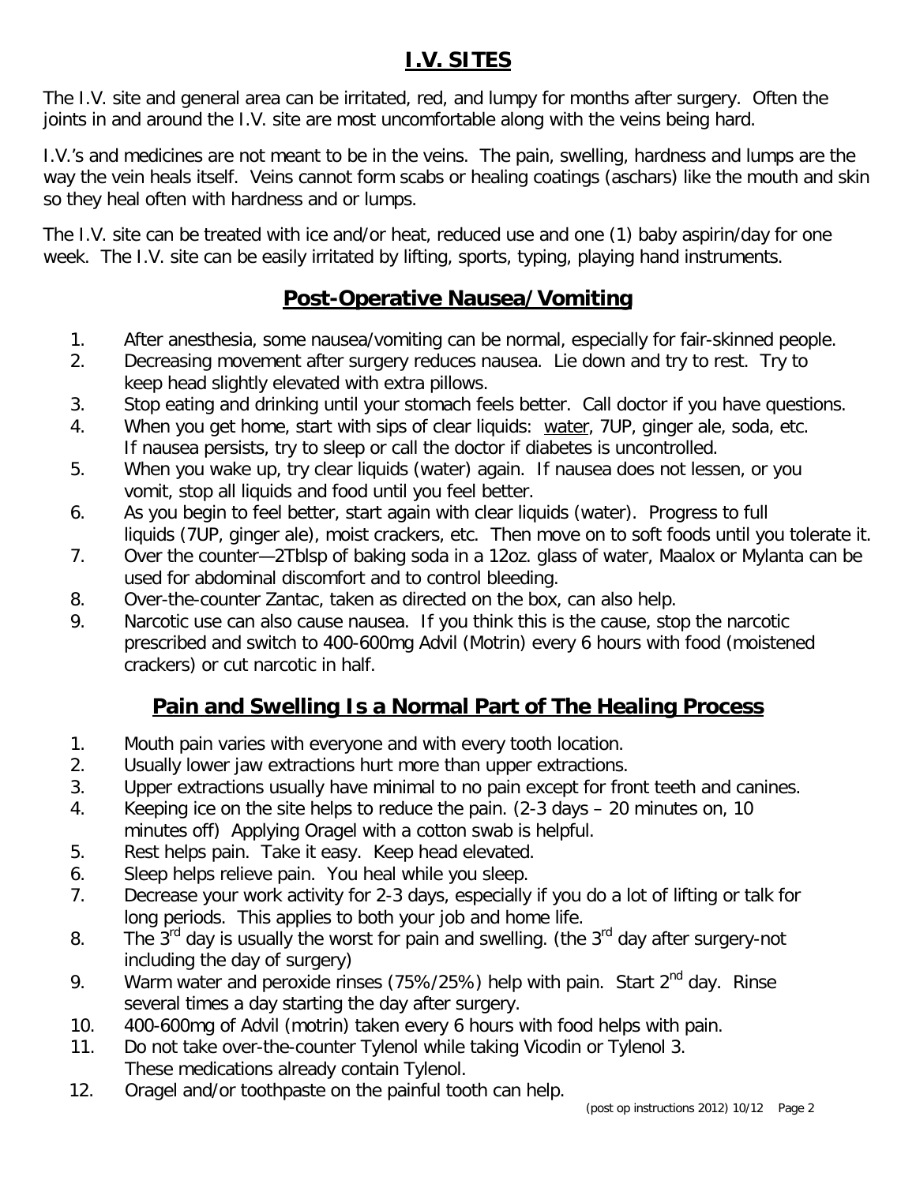## I.V. SITES

The I.V. site and general area can be irritated, red, and lumpy for months after surgery. Often the joints in and around the I.V. site are most uncomfortable along with the veins being hard.

I.V.'s and medicines are not meant to be in the veins. The pain, swelling, hardness and lumps are the way the vein heals itself. Veins cannot form scabs or healing coatings (aschars) like the mouth and skin so they heal often with hardness and or lumps.

The I.V. site can be treated with ice and/or heat, reduced use and one (1) baby aspirin/day for one week. The I.V. site can be easily irritated by lifting, sports, typing, playing hand instruments.

## Post-Operative Nausea/Vomiting

1. After anesthesia, some nausea/vomiting can be normal, especially for fair-skinned people.
2. Decreasing movement after surgery reduces nausea. Lie down and try to rest. Try to keep head slightly elevated with extra pillows.
3. Stop eating and drinking until your stomach feels better. Call doctor if you have questions.
4. When you get home, start with sips of clear liquids: water, 7UP, ginger ale, soda, etc. If nausea persists, try to sleep or call the doctor if diabetes is uncontrolled.
5. When you wake up, try clear liquids (water) again. If nausea does not lessen, or you vomit, stop all liquids and food until you feel better.
6. As you begin to feel better, start again with clear liquids (water). Progress to full liquids (7UP, ginger ale), moist crackers, etc. Then move on to soft foods until you tolerate it.
7. Over the counter—2Tblsp of baking soda in a 12oz. glass of water, Maalox or Mylanta can be used for abdominal discomfort and to control bleeding.
8. Over-the-counter Zantac, taken as directed on the box, can also help.
9. Narcotic use can also cause nausea. If you think this is the cause, stop the narcotic prescribed and switch to 400-600mg Advil (Motrin) every 6 hours with food (moistened crackers) or cut narcotic in half.

## Pain and Swelling Is a Normal Part of The Healing Process

1. Mouth pain varies with everyone and with every tooth location.
2. Usually lower jaw extractions hurt more than upper extractions.
3. Upper extractions usually have minimal to no pain except for front teeth and canines.
4. Keeping ice on the site helps to reduce the pain. (2-3 days – 20 minutes on, 10 minutes off) Applying Oragel with a cotton swab is helpful.
5. Rest helps pain. Take it easy. Keep head elevated.
6. Sleep helps relieve pain. You heal while you sleep.
7. Decrease your work activity for 2-3 days, especially if you do a lot of lifting or talk for long periods. This applies to both your job and home life.
8. The 3rd day is usually the worst for pain and swelling. (the 3rd day after surgery-not including the day of surgery)
9. Warm water and peroxide rinses (75%/25%) help with pain. Start 2nd day. Rinse several times a day starting the day after surgery.
10. 400-600mg of Advil (motrin) taken every 6 hours with food helps with pain.
11. Do not take over-the-counter Tylenol while taking Vicodin or Tylenol 3. These medications already contain Tylenol.
12. Oragel and/or toothpaste on the painful tooth can help.

(post op instructions 2012) 10/12